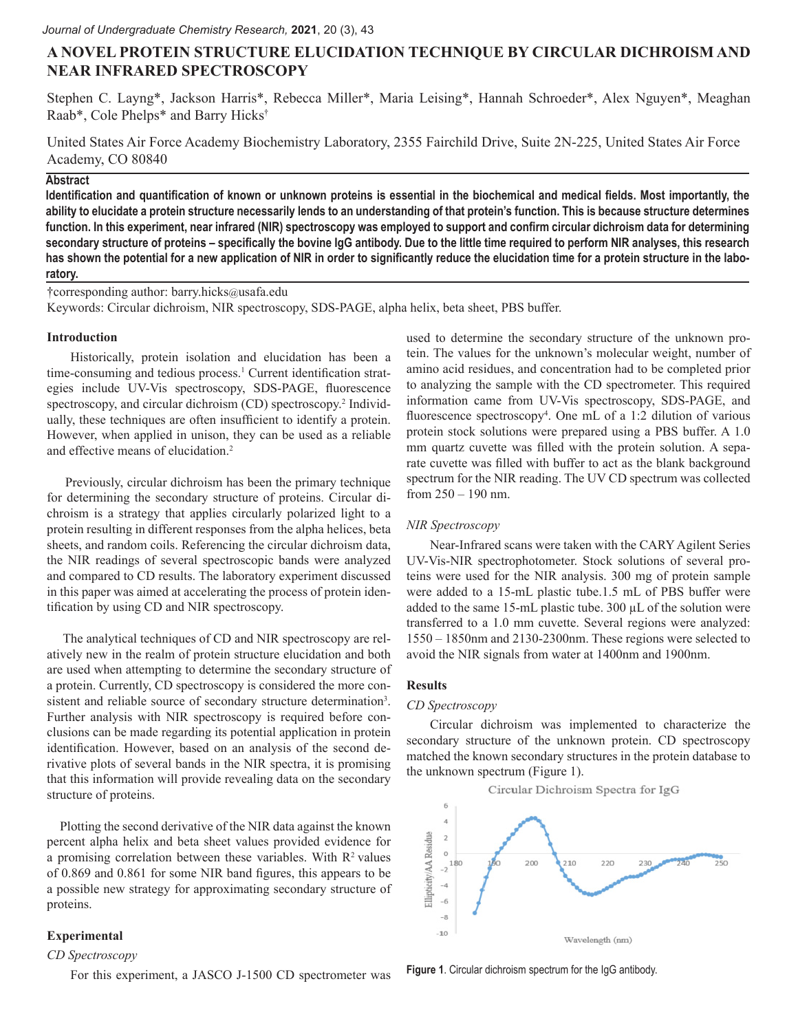# A NOVEL PROTEIN STRUCTURE ELUCIDATION TECHNIQUE BY CIRCULAR DICHROISM AND NEAR INFRARED SPECTROSCOPY

Stephen C. Layng*, Jackson Harris*, Rebecca Miller*, Maria Leising*, Hannah Schroeder*, Alex Nguyen*, Meaghan Raab*, Cole Phelps* and Barry Hicks†

United States Air Force Academy Biochemistry Laboratory, 2355 Fairchild Drive, Suite 2N-225, United States Air Force Academy, CO 80840

## Abstract

**Identification and quantification of known or unknown proteins is essential in the biochemical and medical fields. Most importantly, the ability to elucidate a protein structure necessarily lends to an understanding of that protein's function. This is because structure determines function. In this experiment, near infrared (NIR) spectroscopy was employed to support and confirm circular dichroism data for determining secondary structure of proteins – specifically the bovine IgG antibody. Due to the little time required to perform NIR analyses, this research has shown the potential for a new application of NIR in order to significantly reduce the elucidation time for a protein structure in the laboratory.**

†corresponding author: barry.hicks@usafa.edu

Keywords: Circular dichroism, NIR spectroscopy, SDS-PAGE, alpha helix, beta sheet, PBS buffer.

## Introduction

Historically, protein isolation and elucidation has been a time-consuming and tedious process.[1] Current identification strategies include UV-Vis spectroscopy, SDS-PAGE, fluorescence spectroscopy, and circular dichroism (CD) spectroscopy.[2] Individually, these techniques are often insufficient to identify a protein. However, when applied in unison, they can be used as a reliable and effective means of elucidation.[2]

Previously, circular dichroism has been the primary technique for determining the secondary structure of proteins. Circular dichroism is a strategy that applies circularly polarized light to a protein resulting in different responses from the alpha helices, beta sheets, and random coils. Referencing the circular dichroism data, the NIR readings of several spectroscopic bands were analyzed and compared to CD results. The laboratory experiment discussed in this paper was aimed at accelerating the process of protein identification by using CD and NIR spectroscopy.

The analytical techniques of CD and NIR spectroscopy are relatively new in the realm of protein structure elucidation and both are used when attempting to determine the secondary structure of a protein. Currently, CD spectroscopy is considered the more consistent and reliable source of secondary structure determination[3]. Further analysis with NIR spectroscopy is required before conclusions can be made regarding its potential application in protein identification. However, based on an analysis of the second derivative plots of several bands in the NIR spectra, it is promising that this information will provide revealing data on the secondary structure of proteins.

Plotting the second derivative of the NIR data against the known percent alpha helix and beta sheet values provided evidence for a promising correlation between these variables. With $R^2$ values of 0.869 and 0.861 for some NIR band figures, this appears to be a possible new strategy for approximating secondary structure of proteins.

## Experimental

### *CD Spectroscopy*

For this experiment, a JASCO J-1500 CD spectrometer was used to determine the secondary structure of the unknown protein. The values for the unknown's molecular weight, number of amino acid residues, and concentration had to be completed prior to analyzing the sample with the CD spectrometer. This required information came from UV-Vis spectroscopy, SDS-PAGE, and fluorescence spectroscopy[4]. One mL of a 1:2 dilution of various protein stock solutions were prepared using a PBS buffer. A 1.0 mm quartz cuvette was filled with the protein solution. A separate cuvette was filled with buffer to act as the blank background spectrum for the NIR reading. The UV CD spectrum was collected from 250 – 190 nm.

### *NIR Spectroscopy*

Near-Infrared scans were taken with the CARY Agilent Series UV-Vis-NIR spectrophotometer. Stock solutions of several proteins were used for the NIR analysis. 300 mg of protein sample were added to a 15-mL plastic tube.1.5 mL of PBS buffer were added to the same 15-mL plastic tube. 300 µL of the solution were transferred to a 1.0 mm cuvette. Several regions were analyzed: 1550 – 1850nm and 2130-2300nm. These regions were selected to avoid the NIR signals from water at 1400nm and 1900nm.

## Results

### *CD Spectroscopy*

Circular dichroism was implemented to characterize the secondary structure of the unknown protein. CD spectroscopy matched the known secondary structures in the protein database to the unknown spectrum (Figure 1).

**Figure 1**. Circular dichroism spectrum for the IgG antibody.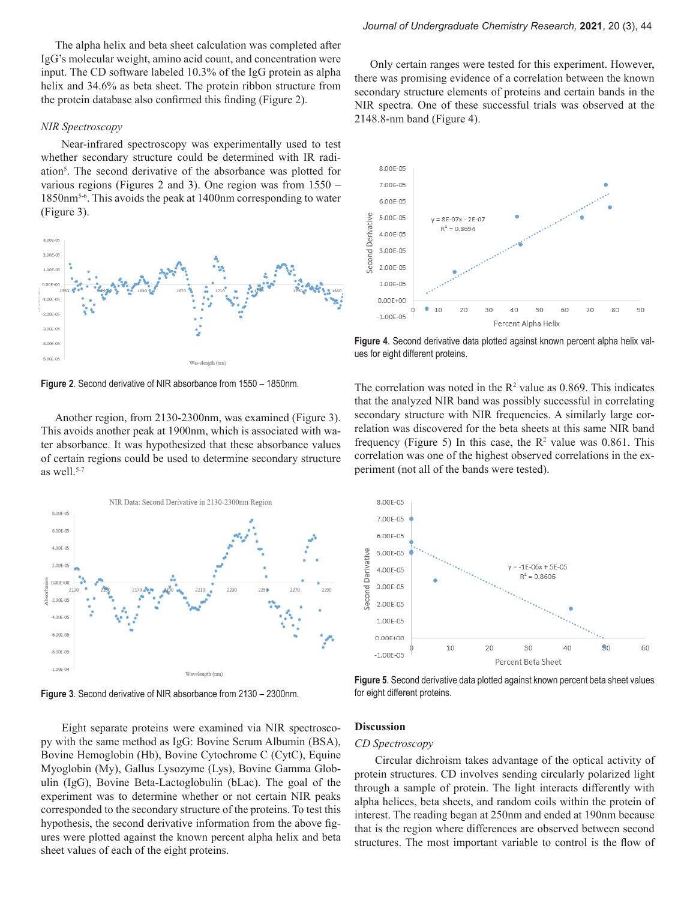The alpha helix and beta sheet calculation was completed after IgG's molecular weight, amino acid count, and concentration were input. The CD software labeled 10.3% of the IgG protein as alpha helix and 34.6% as beta sheet. The protein ribbon structure from the protein database also confirmed this finding (Figure 2).

### *NIR Spectroscopy*

Near-infrared spectroscopy was experimentally used to test whether secondary structure could be determined with IR radiation[5]. The second derivative of the absorbance was plotted for various regions (Figures 2 and 3). One region was from 1550 – 1850nm[5-6]. This avoids the peak at 1400nm corresponding to water (Figure 3).

**Figure 2**. Second derivative of NIR absorbance from 1550 – 1850nm.

Another region, from 2130-2300nm, was examined (Figure 3). This avoids another peak at 1900nm, which is associated with water absorbance. It was hypothesized that these absorbance values of certain regions could be used to determine secondary structure as well.[5-7]

**Figure 3**. Second derivative of NIR absorbance from 2130 – 2300nm.

Eight separate proteins were examined via NIR spectroscopy with the same method as IgG: Bovine Serum Albumin (BSA), Bovine Hemoglobin (Hb), Bovine Cytochrome C (CytC), Equine Myoglobin (My), Gallus Lysozyme (Lys), Bovine Gamma Globulin (IgG), Bovine Beta-Lactoglobulin (bLac). The goal of the experiment was to determine whether or not certain NIR peaks corresponded to the secondary structure of the proteins. To test this hypothesis, the second derivative information from the above figures were plotted against the known percent alpha helix and beta sheet values of each of the eight proteins.

Only certain ranges were tested for this experiment. However, there was promising evidence of a correlation between the known secondary structure elements of proteins and certain bands in the NIR spectra. One of these successful trials was observed at the 2148.8-nm band (Figure 4).

**Figure 4**. Second derivative data plotted against known percent alpha helix values for eight different proteins.

The correlation was noted in the $R^2$ value as 0.869. This indicates that the analyzed NIR band was possibly successful in correlating secondary structure with NIR frequencies. A similarly large correlation was discovered for the beta sheets at this same NIR band frequency (Figure 5) In this case, the $R^2$ value was 0.861. This correlation was one of the highest observed correlations in the experiment (not all of the bands were tested).

**Figure 5**. Second derivative data plotted against known percent beta sheet values for eight different proteins.

## Discussion

### *CD Spectroscopy*

Circular dichroism takes advantage of the optical activity of protein structures. CD involves sending circularly polarized light through a sample of protein. The light interacts differently with alpha helices, beta sheets, and random coils within the protein of interest. The reading began at 250nm and ended at 190nm because that is the region where differences are observed between second structures. The most important variable to control is the flow of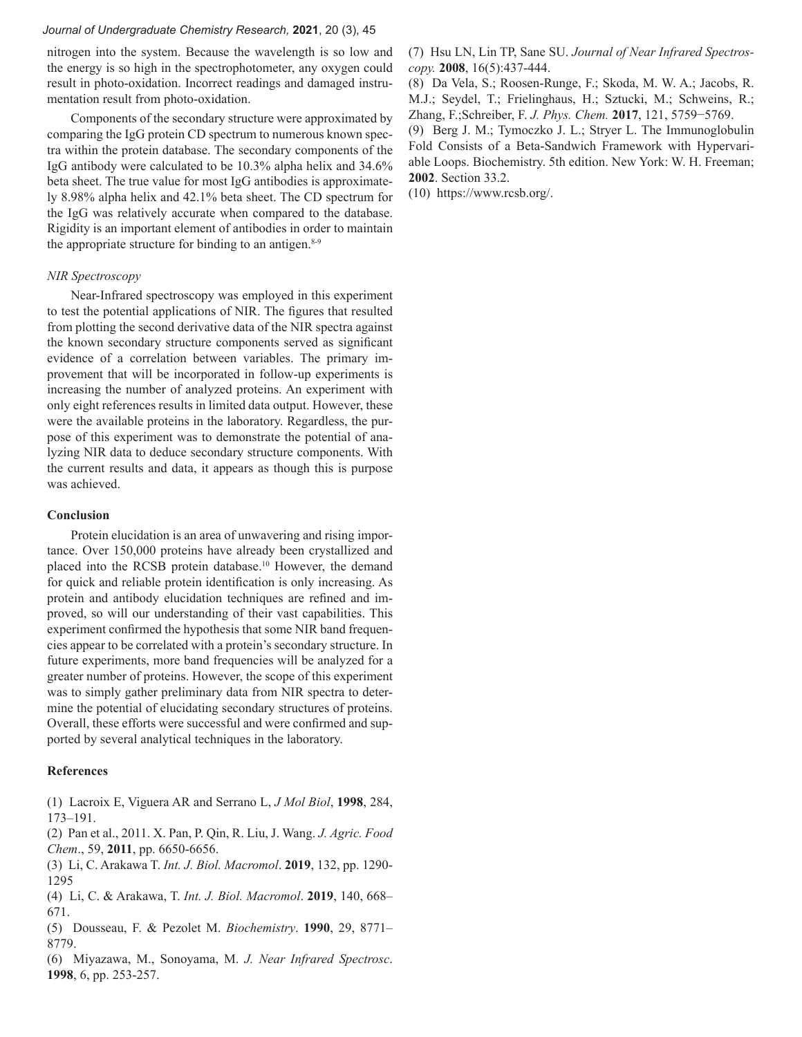nitrogen into the system. Because the wavelength is so low and the energy is so high in the spectrophotometer, any oxygen could result in photo-oxidation. Incorrect readings and damaged instrumentation result from photo-oxidation.

Components of the secondary structure were approximated by comparing the IgG protein CD spectrum to numerous known spectra within the protein database. The secondary components of the IgG antibody were calculated to be 10.3% alpha helix and 34.6% beta sheet. The true value for most IgG antibodies is approximately 8.98% alpha helix and 42.1% beta sheet. The CD spectrum for the IgG was relatively accurate when compared to the database. Rigidity is an important element of antibodies in order to maintain the appropriate structure for binding to an antigen.[8-9]

### *NIR Spectroscopy*

Near-Infrared spectroscopy was employed in this experiment to test the potential applications of NIR. The figures that resulted from plotting the second derivative data of the NIR spectra against the known secondary structure components served as significant evidence of a correlation between variables. The primary improvement that will be incorporated in follow-up experiments is increasing the number of analyzed proteins. An experiment with only eight references results in limited data output. However, these were the available proteins in the laboratory. Regardless, the purpose of this experiment was to demonstrate the potential of analyzing NIR data to deduce secondary structure components. With the current results and data, it appears as though this is purpose was achieved.

## Conclusion

Protein elucidation is an area of unwavering and rising importance. Over 150,000 proteins have already been crystallized and placed into the RCSB protein database.[10] However, the demand for quick and reliable protein identification is only increasing. As protein and antibody elucidation techniques are refined and improved, so will our understanding of their vast capabilities. This experiment confirmed the hypothesis that some NIR band frequencies appear to be correlated with a protein's secondary structure. In future experiments, more band frequencies will be analyzed for a greater number of proteins. However, the scope of this experiment was to simply gather preliminary data from NIR spectra to determine the potential of elucidating secondary structures of proteins. Overall, these efforts were successful and were confirmed and supported by several analytical techniques in the laboratory.

## References

(1) Lacroix E, Viguera AR and Serrano L, *J Mol Biol*, **1998**, 284, 173–191.

(2) Pan et al., 2011. X. Pan, P. Qin, R. Liu, J. Wang. *J. Agric. Food Chem*., 59, **2011**, pp. 6650-6656.

(3) Li, C. Arakawa T. *Int. J. Biol. Macromol*. **2019**, 132, pp. 1290-1295

(4) Li, C. & Arakawa, T. *Int. J. Biol. Macromol*. **2019**, 140, 668–671.

(5) Dousseau, F. & Pezolet M. *Biochemistry*. **1990**, 29, 8771–8779.

(6) Miyazawa, M., Sonoyama, M. *J. Near Infrared Spectrosc*. **1998**, 6, pp. 253-257.

(7) Hsu LN, Lin TP, Sane SU. *Journal of Near Infrared Spectroscopy.* **2008**, 16(5):437-444.

(8) Da Vela, S.; Roosen-Runge, F.; Skoda, M. W. A.; Jacobs, R. M.J.; Seydel, T.; Frielinghaus, H.; Sztucki, M.; Schweins, R.; Zhang, F.;Schreiber, F. *J. Phys. Chem.* **2017**, 121, 5759−5769.

(9) Berg J. M.; Tymoczko J. L.; Stryer L. The Immunoglobulin Fold Consists of a Beta-Sandwich Framework with Hypervariable Loops. Biochemistry. 5th edition. New York: W. H. Freeman; **2002**. Section 33.2.

(10) https://www.rcsb.org/.